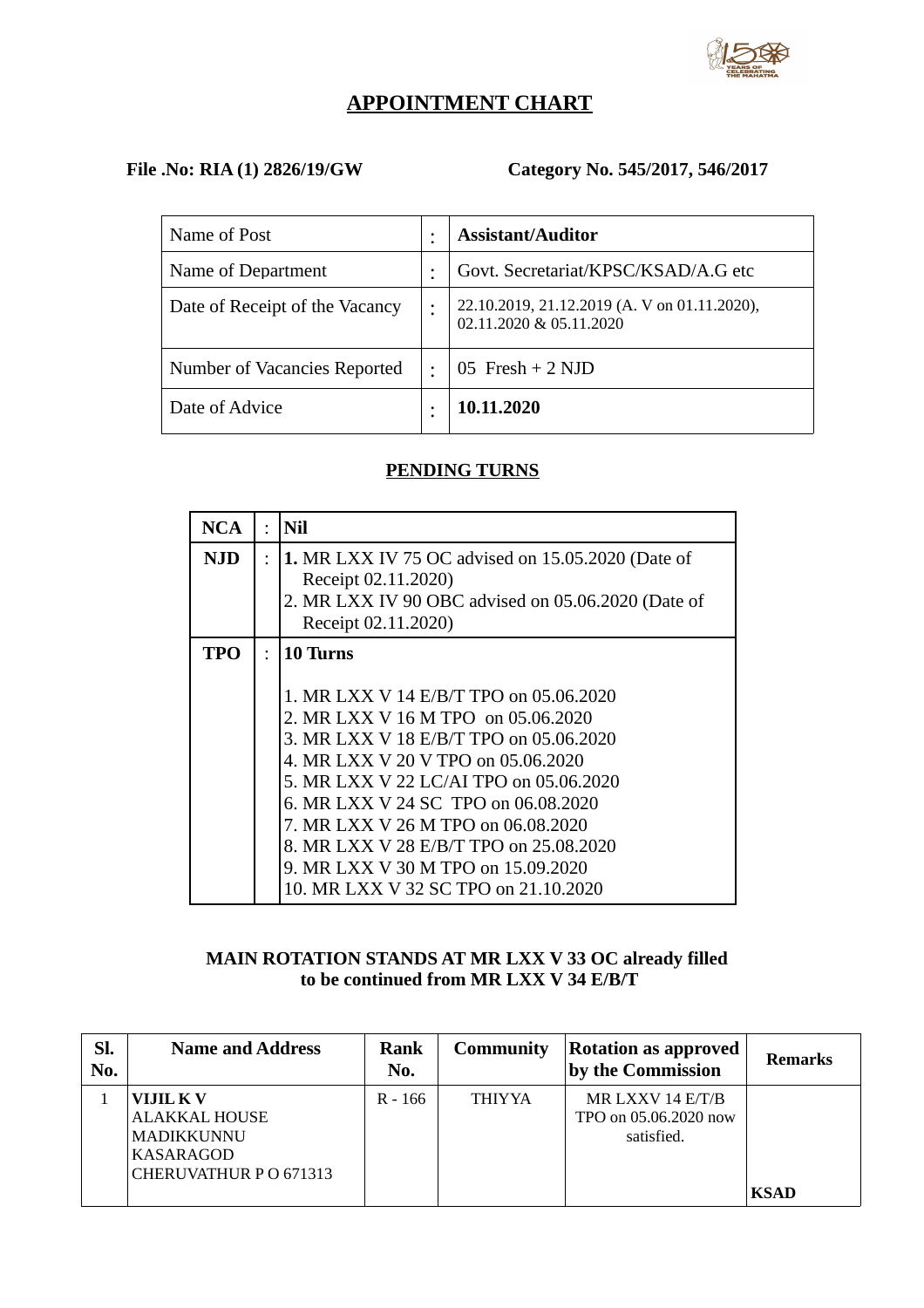# APPOINTMENT CHART

**File .No: RIA (1) 2826/19/GW** **Category No. 545/2017, 546/2017**

| | | |
|---|---|---|
| Name of Post | : | **Assistant/Auditor** |
| Name of Department | : | Govt. Secretariat/KPSC/KSAD/A.G etc |
| Date of Receipt of the Vacancy | : | 22.10.2019, 21.12.2019 (A. V on 01.11.2020), 02.11.2020 & 05.11.2020 |
| Number of Vacancies Reported | : | 05 Fresh + 2 NJD |
| Date of Advice | : | **10.11.2020** |

## PENDING TURNS

| | | |
|---|---|---|
| **NCA** | : | **Nil** |
| **NJD** | : | **1.** MR LXX IV 75 OC advised on 15.05.2020 (Date of Receipt 02.11.2020)<br>2. MR LXX IV 90 OBC advised on 05.06.2020 (Date of Receipt 02.11.2020) |
| **TPO** | : | **10 Turns**<br><br>1. MR LXX V 14 E/B/T TPO on 05.06.2020<br>2. MR LXX V 16 M TPO on 05.06.2020<br>3. MR LXX V 18 E/B/T TPO on 05.06.2020<br>4. MR LXX V 20 V TPO on 05.06.2020<br>5. MR LXX V 22 LC/AI TPO on 05.06.2020<br>6. MR LXX V 24 SC TPO on 06.08.2020<br>7. MR LXX V 26 M TPO on 06.08.2020<br>8. MR LXX V 28 E/B/T TPO on 25.08.2020<br>9. MR LXX V 30 M TPO on 15.09.2020<br>10. MR LXX V 32 SC TPO on 21.10.2020 |

**MAIN ROTATION STANDS AT MR LXX V 33 OC already filled to be continued from MR LXX V 34 E/B/T**

| Sl. No. | Name and Address | Rank No. | Community | Rotation as approved by the Commission | Remarks |
|---|---|---|---|---|---|
| 1 | **VIJIL K V**<br>ALAKKAL HOUSE<br>MADIKKUNNU<br>KASARAGOD<br>CHERUVATHUR P O 671313 | R - 166 | THIYYA | MR LXXV 14 E/T/B TPO on 05.06.2020 now satisfied. | **KSAD** |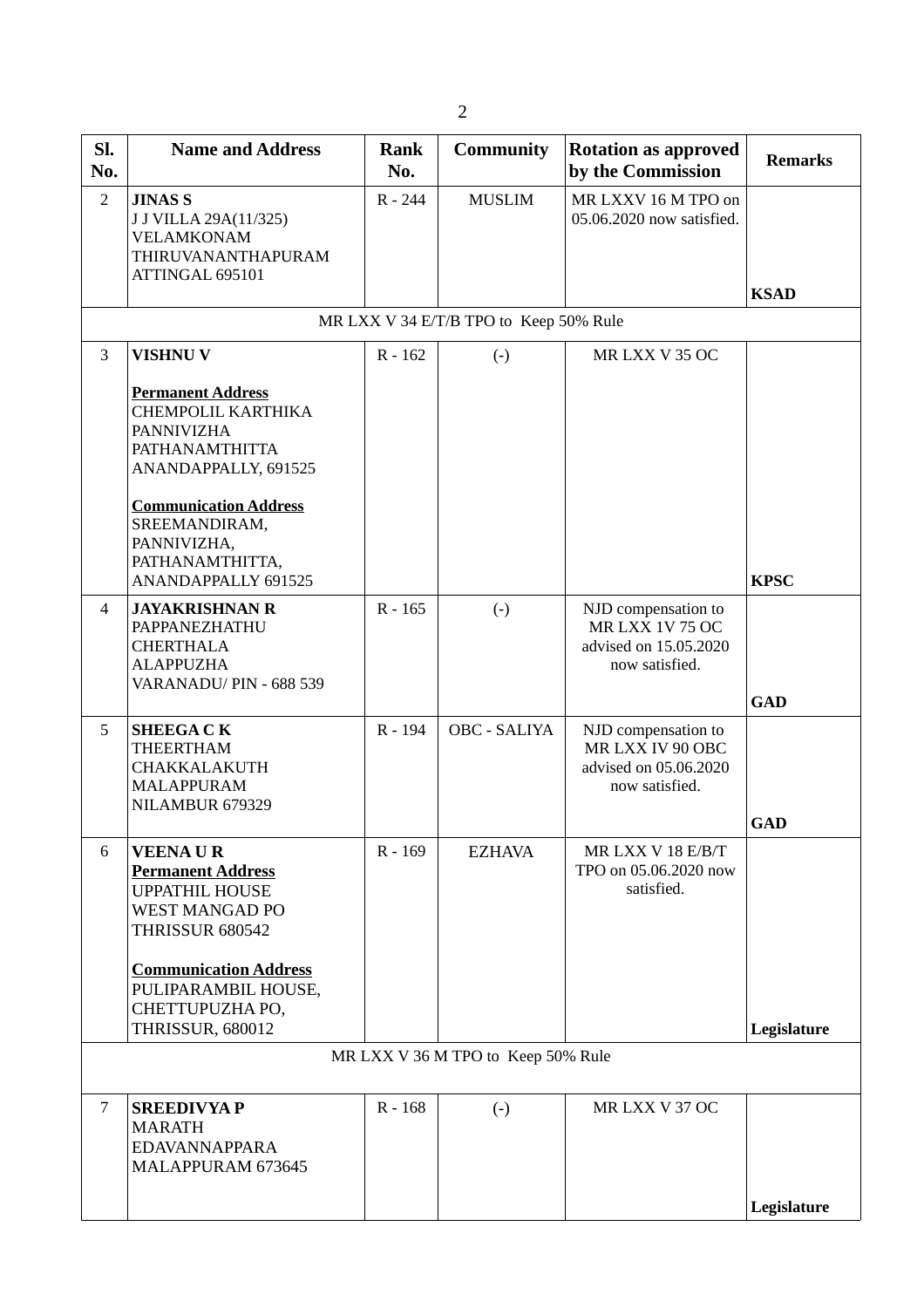| Sl. No. | Name and Address | Rank No. | Community | Rotation as approved by the Commission | Remarks |
|---|---|---|---|---|---|
| 2 | **JINAS S**<br>J J VILLA 29A(11/325)<br>VELAMKONAM<br>THIRUVANANTHAPURAM<br>ATTINGAL 695101 | R - 244 | MUSLIM | MR LXXV 16 M TPO on 05.06.2020 now satisfied. | **KSAD** |
| | MR LXX V 34 E/T/B TPO to Keep 50% Rule | | | | |
| 3 | **VISHNU V**<br><br>**Permanent Address**<br>CHEMPOLIL KARTHIKA<br>PANNIVIZHA<br>PATHANAMTHITTA<br>ANANDAPPALLY, 691525<br><br>**Communication Address**<br>SREEMANDIRAM,<br>PANNIVIZHA,<br>PATHANAMTHITTA,<br>ANANDAPPALLY 691525 | R - 162 | (-) | MR LXX V 35 OC | **KPSC** |
| 4 | **JAYAKRISHNAN R**<br>PAPPANEZHATHU<br>CHERTHALA<br>ALAPPUZHA<br>VARANADU/ PIN - 688 539 | R - 165 | (-) | NJD compensation to MR LXX 1V 75 OC advised on 15.05.2020 now satisfied. | **GAD** |
| 5 | **SHEEGA C K**<br>THEERTHAM<br>CHAKKALAKUTH<br>MALAPPURAM<br>NILAMBUR 679329 | R - 194 | OBC - SALIYA | NJD compensation to MR LXX IV 90 OBC advised on 05.06.2020 now satisfied. | **GAD** |
| 6 | **VEENA U R**<br>**Permanent Address**<br>UPPATHIL HOUSE<br>WEST MANGAD PO<br>THRISSUR 680542<br><br>**Communication Address**<br>PULIPARAMBIL HOUSE,<br>CHETTUPUZHA PO,<br>THRISSUR, 680012 | R - 169 | EZHAVA | MR LXX V 18 E/B/T TPO on 05.06.2020 now satisfied. | **Legislature** |
| | MR LXX V 36 M TPO to Keep 50% Rule | | | | |
| 7 | **SREEDIVYA P**<br>MARATH<br>EDAVANNAPPARA<br>MALAPPURAM 673645 | R - 168 | (-) | MR LXX V 37 OC | **Legislature** |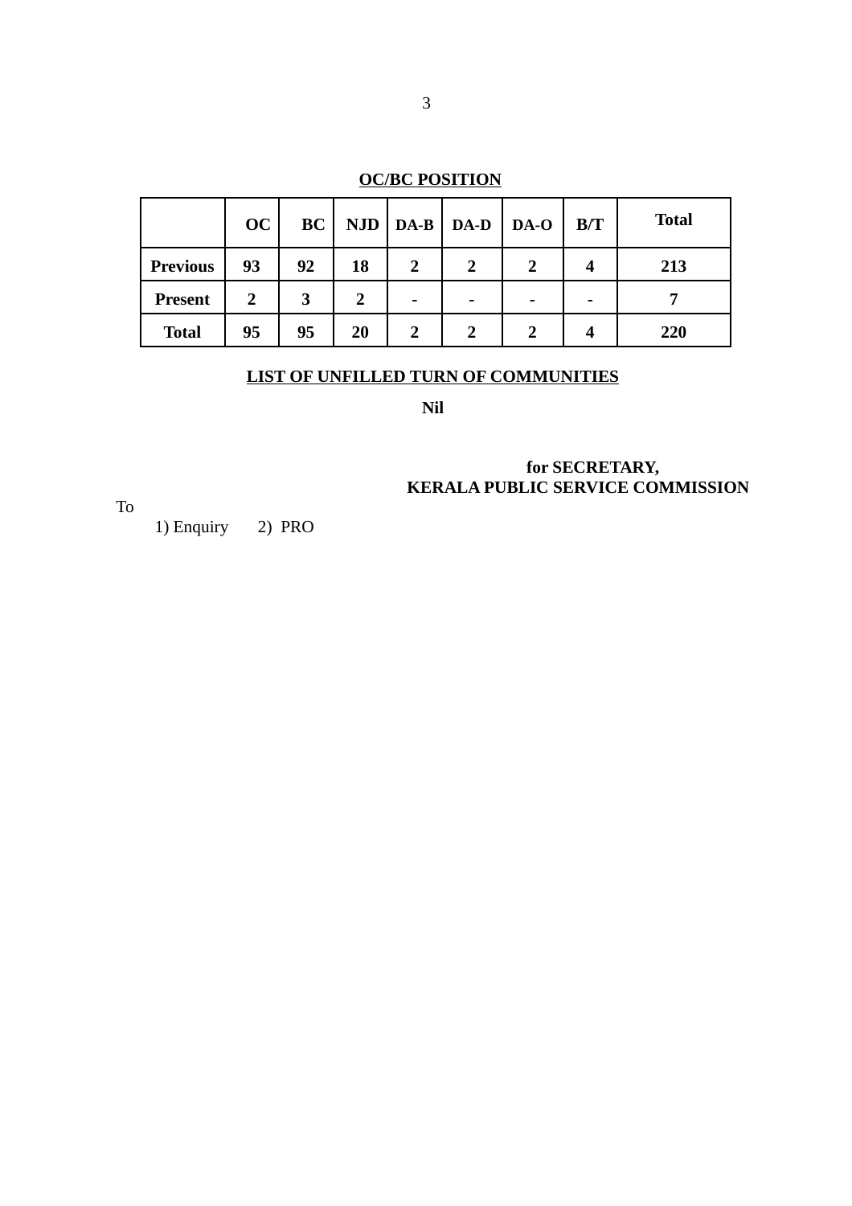**OC/BC POSITION**

| | OC | BC | NJD | DA-B | DA-D | DA-O | B/T | Total |
|---|---|---|---|---|---|---|---|---|
| **Previous** | **93** | **92** | **18** | **2** | **2** | **2** | **4** | **213** |
| **Present** | **2** | **3** | **2** | **-** | **-** | **-** | **-** | **7** |
| **Total** | **95** | **95** | **20** | **2** | **2** | **2** | **4** | **220** |

**LIST OF UNFILLED TURN OF COMMUNITIES**

**Nil**

**for SECRETARY,**
**KERALA PUBLIC SERVICE COMMISSION**

To

1) Enquiry  2) PRO